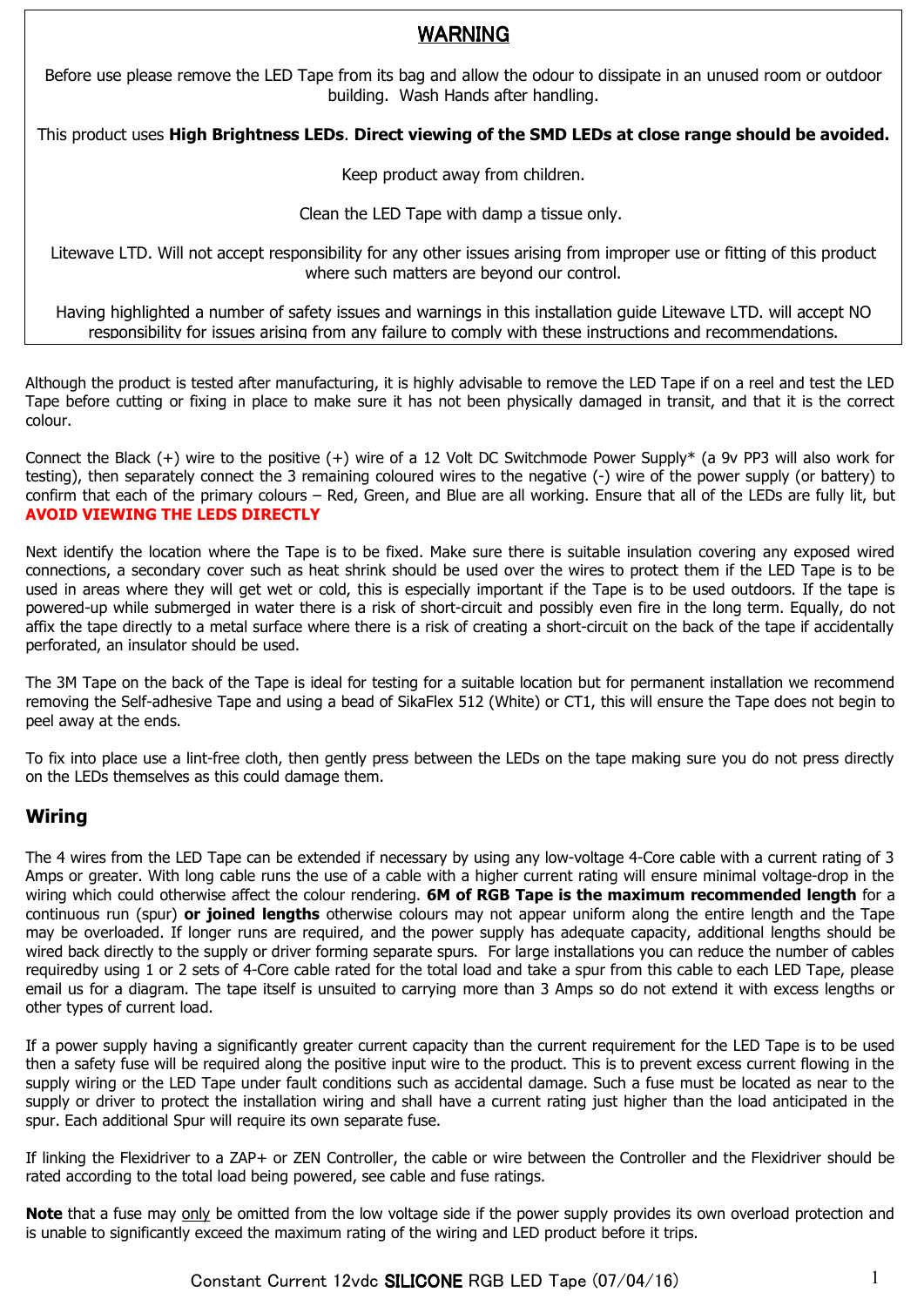## WARNING

Before use please remove the LED Tape from its bag and allow the odour to dissipate in an unused room or outdoor building. Wash Hands after handling.

This product uses **High Brightness LEDs**. **Direct viewing of the SMD LEDs at close range should be avoided.**

Keep product away from children.

Clean the LED Tape with damp a tissue only.

Litewave LTD. Will not accept responsibility for any other issues arising from improper use or fitting of this product where such matters are beyond our control.

Having highlighted a number of safety issues and warnings in this installation guide Litewave LTD. will accept NO responsibility for issues arising from any failure to comply with these instructions and recommendations.

Although the product is tested after manufacturing, it is highly advisable to remove the LED Tape if on a reel and test the LED Tape before cutting or fixing in place to make sure it has not been physically damaged in transit, and that it is the correct colour.

Connect the Black (+) wire to the positive (+) wire of a 12 Volt DC Switchmode Power Supply* (a 9v PP3 will also work for testing), then separately connect the 3 remaining coloured wires to the negative (-) wire of the power supply (or battery) to confirm that each of the primary colours – Red, Green, and Blue are all working. Ensure that all of the LEDs are fully lit, but **AVOID VIEWING THE LEDS DIRECTLY**

Next identify the location where the Tape is to be fixed. Make sure there is suitable insulation covering any exposed wired connections, a secondary cover such as heat shrink should be used over the wires to protect them if the LED Tape is to be used in areas where they will get wet or cold, this is especially important if the Tape is to be used outdoors. If the tape is powered-up while submerged in water there is a risk of short-circuit and possibly even fire in the long term. Equally, do not affix the tape directly to a metal surface where there is a risk of creating a short-circuit on the back of the tape if accidentally perforated, an insulator should be used.

The 3M Tape on the back of the Tape is ideal for testing for a suitable location but for permanent installation we recommend removing the Self-adhesive Tape and using a bead of SikaFlex 512 (White) or CT1, this will ensure the Tape does not begin to peel away at the ends.

To fix into place use a lint-free cloth, then gently press between the LEDs on the tape making sure you do not press directly on the LEDs themselves as this could damage them.

## Wiring

The 4 wires from the LED Tape can be extended if necessary by using any low-voltage 4-Core cable with a current rating of 3 Amps or greater. With long cable runs the use of a cable with a higher current rating will ensure minimal voltage-drop in the wiring which could otherwise affect the colour rendering. **6M of RGB Tape is the maximum recommended length** for a continuous run (spur) **or joined lengths** otherwise colours may not appear uniform along the entire length and the Tape may be overloaded. If longer runs are required, and the power supply has adequate capacity, additional lengths should be wired back directly to the supply or driver forming separate spurs. For large installations you can reduce the number of cables requiredby using 1 or 2 sets of 4-Core cable rated for the total load and take a spur from this cable to each LED Tape, please email us for a diagram. The tape itself is unsuited to carrying more than 3 Amps so do not extend it with excess lengths or other types of current load.

If a power supply having a significantly greater current capacity than the current requirement for the LED Tape is to be used then a safety fuse will be required along the positive input wire to the product. This is to prevent excess current flowing in the supply wiring or the LED Tape under fault conditions such as accidental damage. Such a fuse must be located as near to the supply or driver to protect the installation wiring and shall have a current rating just higher than the load anticipated in the spur. Each additional Spur will require its own separate fuse.

If linking the Flexidriver to a ZAP+ or ZEN Controller, the cable or wire between the Controller and the Flexidriver should be rated according to the total load being powered, see cable and fuse ratings.

**Note** that a fuse may only be omitted from the low voltage side if the power supply provides its own overload protection and is unable to significantly exceed the maximum rating of the wiring and LED product before it trips.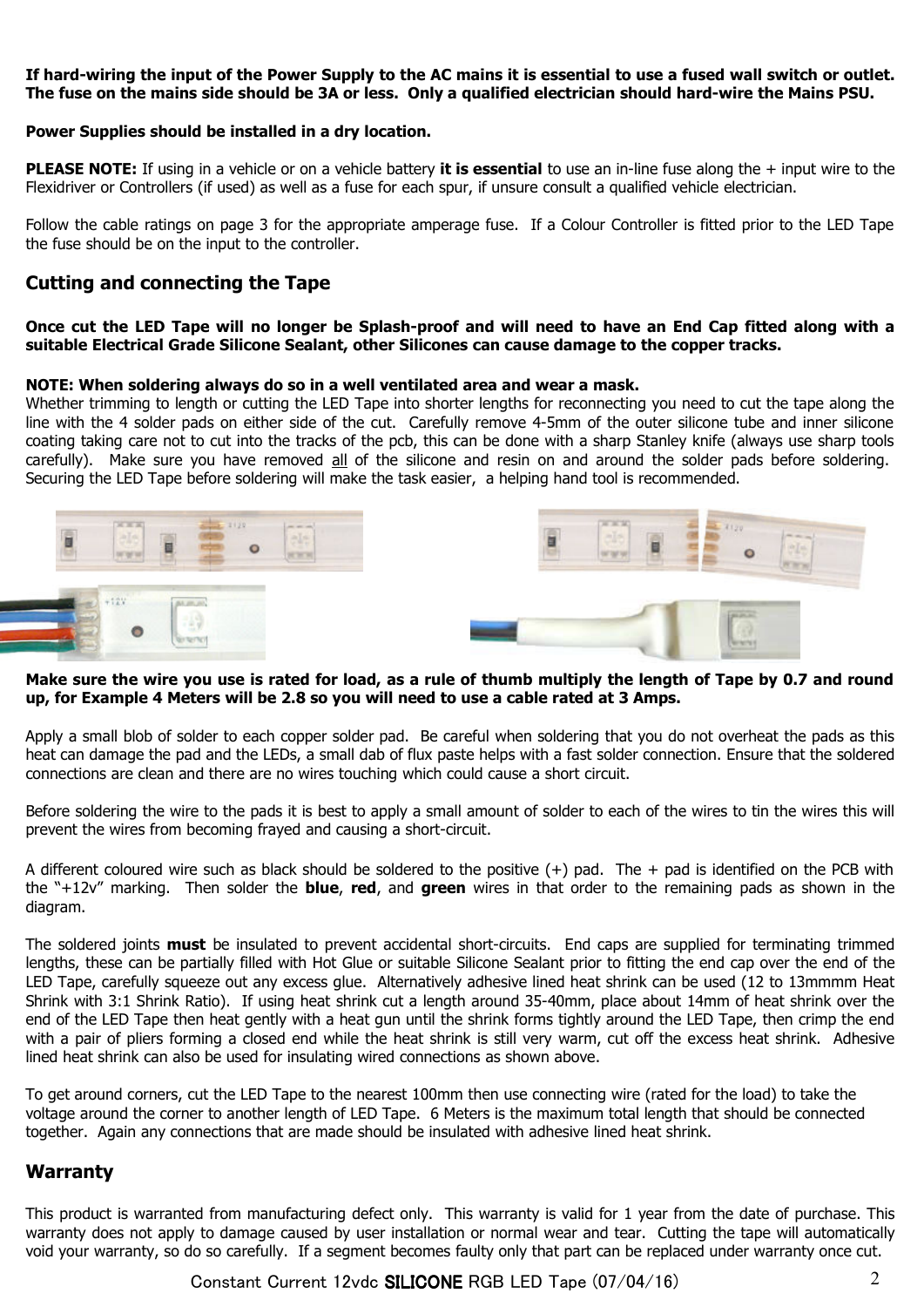**If hard-wiring the input of the Power Supply to the AC mains it is essential to use a fused wall switch or outlet. The fuse on the mains side should be 3A or less. Only a qualified electrician should hard-wire the Mains PSU.**

**Power Supplies should be installed in a dry location.**

**PLEASE NOTE:** If using in a vehicle or on a vehicle battery **it is essential** to use an in-line fuse along the + input wire to the Flexidriver or Controllers (if used) as well as a fuse for each spur, if unsure consult a qualified vehicle electrician.

Follow the cable ratings on page 3 for the appropriate amperage fuse. If a Colour Controller is fitted prior to the LED Tape the fuse should be on the input to the controller.

## Cutting and connecting the Tape

**Once cut the LED Tape will no longer be Splash-proof and will need to have an End Cap fitted along with a suitable Electrical Grade Silicone Sealant, other Silicones can cause damage to the copper tracks.**

**NOTE: When soldering always do so in a well ventilated area and wear a mask.**
Whether trimming to length or cutting the LED Tape into shorter lengths for reconnecting you need to cut the tape along the line with the 4 solder pads on either side of the cut. Carefully remove 4-5mm of the outer silicone tube and inner silicone coating taking care not to cut into the tracks of the pcb, this can be done with a sharp Stanley knife (always use sharp tools carefully). Make sure you have removed <u>all</u> of the silicone and resin on and around the solder pads before soldering. Securing the LED Tape before soldering will make the task easier, a helping hand tool is recommended.

**Make sure the wire you use is rated for load, as a rule of thumb multiply the length of Tape by 0.7 and round up, for Example 4 Meters will be 2.8 so you will need to use a cable rated at 3 Amps.**

Apply a small blob of solder to each copper solder pad. Be careful when soldering that you do not overheat the pads as this heat can damage the pad and the LEDs, a small dab of flux paste helps with a fast solder connection. Ensure that the soldered connections are clean and there are no wires touching which could cause a short circuit.

Before soldering the wire to the pads it is best to apply a small amount of solder to each of the wires to tin the wires this will prevent the wires from becoming frayed and causing a short-circuit.

A different coloured wire such as black should be soldered to the positive (+) pad. The + pad is identified on the PCB with the "+12v" marking. Then solder the **blue**, **red**, and **green** wires in that order to the remaining pads as shown in the diagram.

The soldered joints **must** be insulated to prevent accidental short-circuits. End caps are supplied for terminating trimmed lengths, these can be partially filled with Hot Glue or suitable Silicone Sealant prior to fitting the end cap over the end of the LED Tape, carefully squeeze out any excess glue. Alternatively adhesive lined heat shrink can be used (12 to 13mmmm Heat Shrink with 3:1 Shrink Ratio). If using heat shrink cut a length around 35-40mm, place about 14mm of heat shrink over the end of the LED Tape then heat gently with a heat gun until the shrink forms tightly around the LED Tape, then crimp the end with a pair of pliers forming a closed end while the heat shrink is still very warm, cut off the excess heat shrink. Adhesive lined heat shrink can also be used for insulating wired connections as shown above.

To get around corners, cut the LED Tape to the nearest 100mm then use connecting wire (rated for the load) to take the voltage around the corner to another length of LED Tape. 6 Meters is the maximum total length that should be connected together. Again any connections that are made should be insulated with adhesive lined heat shrink.

## Warranty

This product is warranted from manufacturing defect only. This warranty is valid for 1 year from the date of purchase. This warranty does not apply to damage caused by user installation or normal wear and tear. Cutting the tape will automatically void your warranty, so do so carefully. If a segment becomes faulty only that part can be replaced under warranty once cut.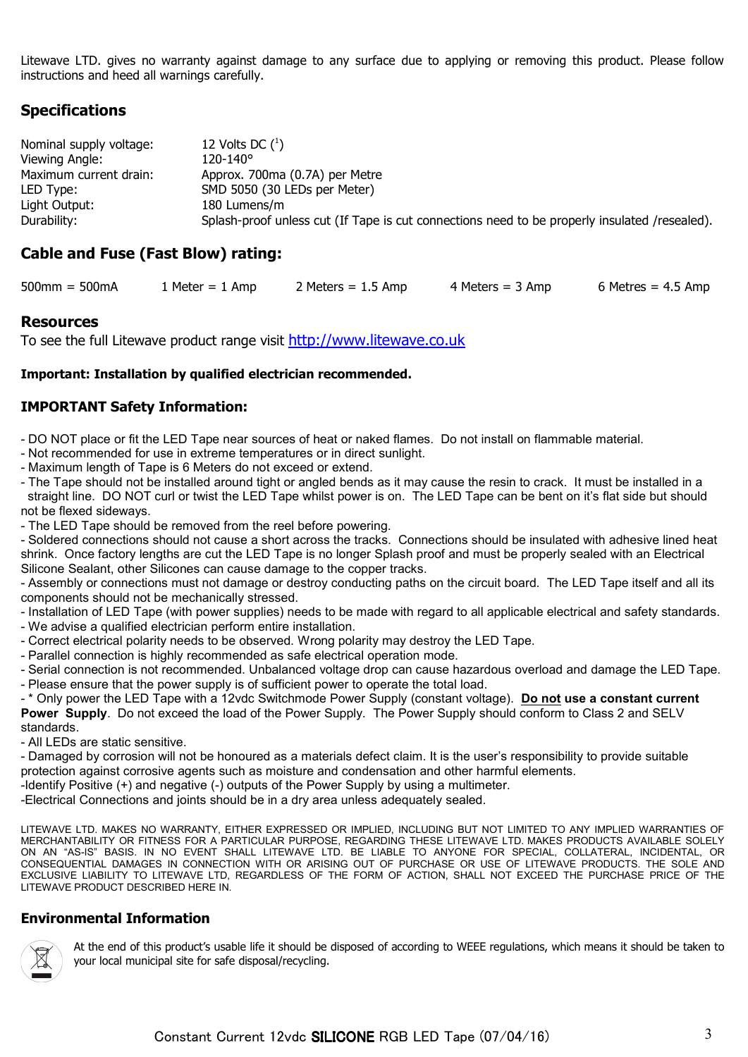Litewave LTD. gives no warranty against damage to any surface due to applying or removing this product. Please follow instructions and heed all warnings carefully.

## Specifications

| | |
|---|---|
| Nominal supply voltage: | 12 Volts DC ([1]) |
| Viewing Angle: | 120-140° |
| Maximum current drain: | Approx. 700ma (0.7A) per Metre |
| LED Type: | SMD 5050 (30 LEDs per Meter) |
| Light Output: | 180 Lumens/m |
| Durability: | Splash-proof unless cut (If Tape is cut connections need to be properly insulated /resealed). |

## Cable and Fuse (Fast Blow) rating:

500mm = 500mA     1 Meter = 1 Amp     2 Meters = 1.5 Amp     4 Meters = 3 Amp     6 Metres = 4.5 Amp

## Resources

To see the full Litewave product range visit http://www.litewave.co.uk

**Important: Installation by qualified electrician recommended.**

### IMPORTANT Safety Information:

- DO NOT place or fit the LED Tape near sources of heat or naked flames. Do not install on flammable material.
- Not recommended for use in extreme temperatures or in direct sunlight.
- Maximum length of Tape is 6 Meters do not exceed or extend.
- The Tape should not be installed around tight or angled bends as it may cause the resin to crack. It must be installed in a straight line. DO NOT curl or twist the LED Tape whilst power is on. The LED Tape can be bent on it's flat side but should not be flexed sideways.
- The LED Tape should be removed from the reel before powering.
- Soldered connections should not cause a short across the tracks. Connections should be insulated with adhesive lined heat shrink. Once factory lengths are cut the LED Tape is no longer Splash proof and must be properly sealed with an Electrical Silicone Sealant, other Silicones can cause damage to the copper tracks.
- Assembly or connections must not damage or destroy conducting paths on the circuit board. The LED Tape itself and all its components should not be mechanically stressed.
- Installation of LED Tape (with power supplies) needs to be made with regard to all applicable electrical and safety standards.
- We advise a qualified electrician perform entire installation.
- Correct electrical polarity needs to be observed. Wrong polarity may destroy the LED Tape.
- Parallel connection is highly recommended as safe electrical operation mode.
- Serial connection is not recommended. Unbalanced voltage drop can cause hazardous overload and damage the LED Tape.
- Please ensure that the power supply is of sufficient power to operate the total load.
- * Only power the LED Tape with a 12vdc Switchmode Power Supply (constant voltage). **Do not use a constant current Power Supply**. Do not exceed the load of the Power Supply. The Power Supply should conform to Class 2 and SELV standards.
- All LEDs are static sensitive.
- Damaged by corrosion will not be honoured as a materials defect claim. It is the user's responsibility to provide suitable protection against corrosive agents such as moisture and condensation and other harmful elements.
- Identify Positive (+) and negative (-) outputs of the Power Supply by using a multimeter.
- Electrical Connections and joints should be in a dry area unless adequately sealed.

LITEWAVE LTD. MAKES NO WARRANTY, EITHER EXPRESSED OR IMPLIED, INCLUDING BUT NOT LIMITED TO ANY IMPLIED WARRANTIES OF MERCHANTABILITY OR FITNESS FOR A PARTICULAR PURPOSE, REGARDING THESE LITEWAVE LTD. MAKES PRODUCTS AVAILABLE SOLELY ON AN "AS-IS" BASIS. IN NO EVENT SHALL LITEWAVE LTD. BE LIABLE TO ANYONE FOR SPECIAL, COLLATERAL, INCIDENTAL, OR CONSEQUENTIAL DAMAGES IN CONNECTION WITH OR ARISING OUT OF PURCHASE OR USE OF LITEWAVE PRODUCTS. THE SOLE AND EXCLUSIVE LIABILITY TO LITEWAVE LTD, REGARDLESS OF THE FORM OF ACTION, SHALL NOT EXCEED THE PURCHASE PRICE OF THE LITEWAVE PRODUCT DESCRIBED HERE IN.

## Environmental Information

At the end of this product's usable life it should be disposed of according to WEEE regulations, which means it should be taken to your local municipal site for safe disposal/recycling.